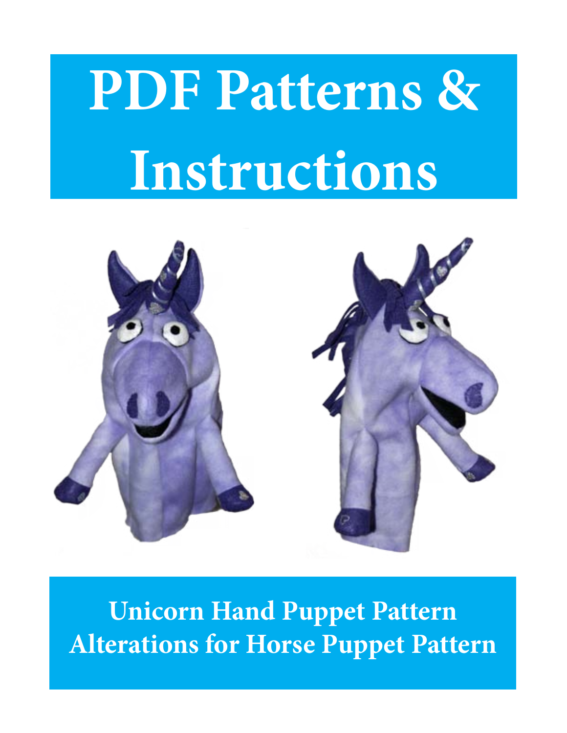# PDF Patterns & Instructions

## Unicorn Hand Puppet Pattern
## Alterations for Horse Puppet Pattern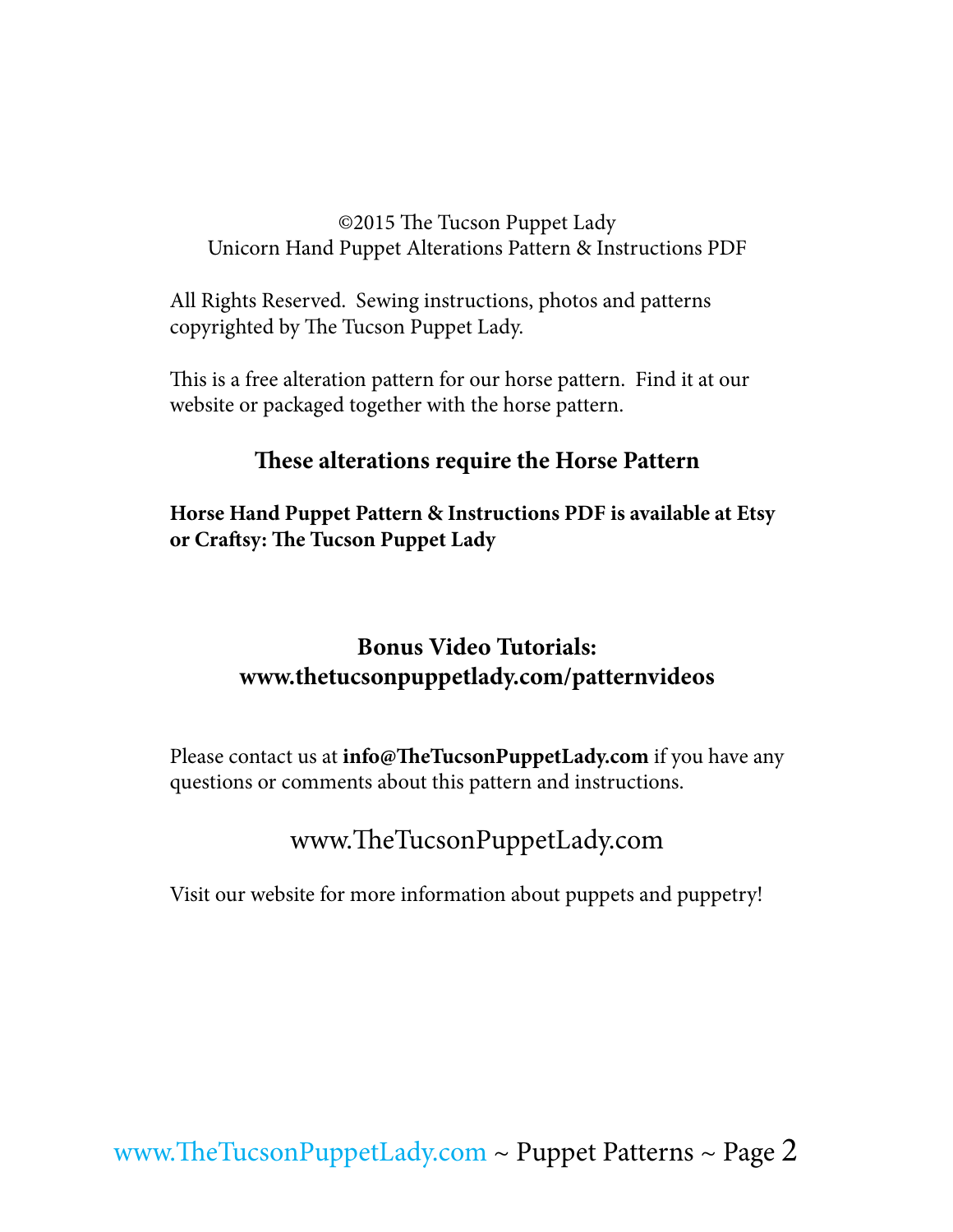©2015 The Tucson Puppet Lady
Unicorn Hand Puppet Alterations Pattern & Instructions PDF

All Rights Reserved. Sewing instructions, photos and patterns copyrighted by The Tucson Puppet Lady.

This is a free alteration pattern for our horse pattern. Find it at our website or packaged together with the horse pattern.

**These alterations require the Horse Pattern**

**Horse Hand Puppet Pattern & Instructions PDF is available at Etsy or Craftsy: The Tucson Puppet Lady**

**Bonus Video Tutorials:**
**www.thetucsonpuppetlady.com/patternvideos**

Please contact us at **info@TheTucsonPuppetLady.com** if you have any questions or comments about this pattern and instructions.

www.TheTucsonPuppetLady.com

Visit our website for more information about puppets and puppetry!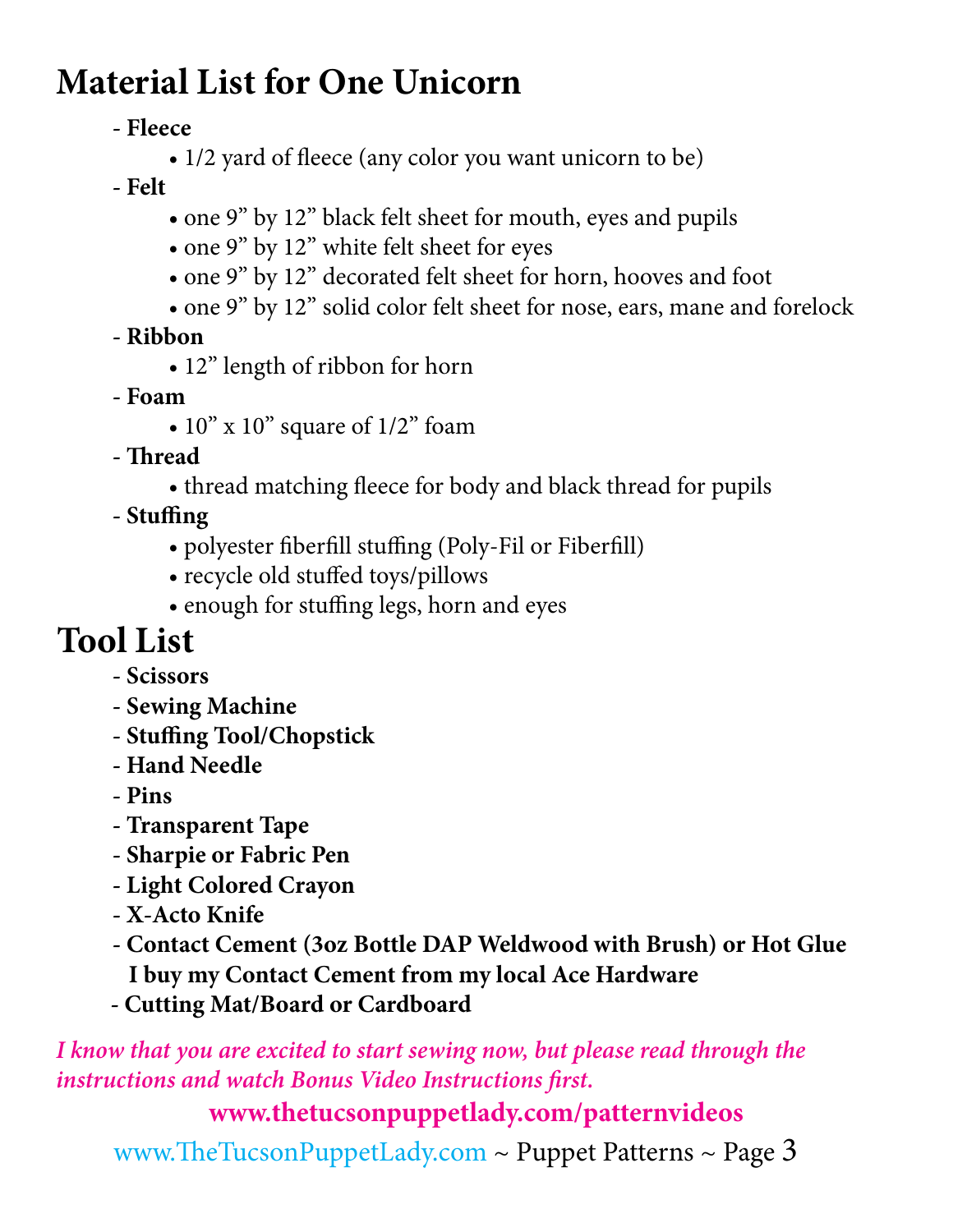# Material List for One Unicorn

- **Fleece**
  - 1/2 yard of fleece (any color you want unicorn to be)
- **Felt**
  - one 9” by 12” black felt sheet for mouth, eyes and pupils
  - one 9” by 12” white felt sheet for eyes
  - one 9” by 12” decorated felt sheet for horn, hooves and foot
  - one 9” by 12” solid color felt sheet for nose, ears, mane and forelock
- **Ribbon**
  - 12” length of ribbon for horn
- **Foam**
  - 10” x 10” square of 1/2” foam
- **Thread**
  - thread matching fleece for body and black thread for pupils
- **Stuffing**
  - polyester fiberfill stuffing (Poly-Fil or Fiberfill)
  - recycle old stuffed toys/pillows
  - enough for stuffing legs, horn and eyes

# Tool List

- **Scissors**
- **Sewing Machine**
- **Stuffing Tool/Chopstick**
- **Hand Needle**
- **Pins**
- **Transparent Tape**
- **Sharpie or Fabric Pen**
- **Light Colored Crayon**
- **X-Acto Knife**
- **Contact Cement (3oz Bottle DAP Weldwood with Brush) or Hot Glue**
  **I buy my Contact Cement from my local Ace Hardware**
- **Cutting Mat/Board or Cardboard**

***I know that you are excited to start sewing now, but please read through the instructions and watch Bonus Video Instructions first.***

**www.thetucsonpuppetlady.com/patternvideos**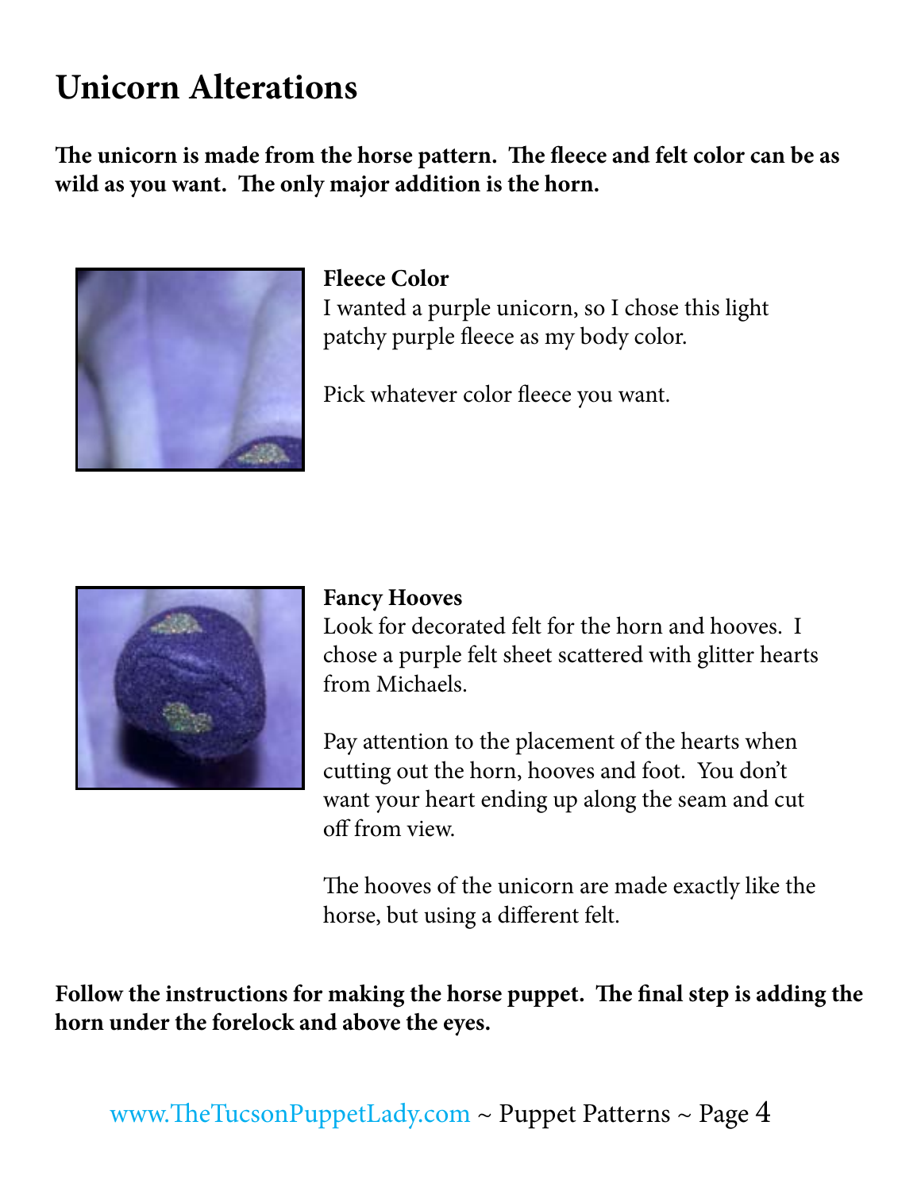# Unicorn Alterations

**The unicorn is made from the horse pattern. The fleece and felt color can be as wild as you want. The only major addition is the horn.**

**Fleece Color**
I wanted a purple unicorn, so I chose this light patchy purple fleece as my body color.

Pick whatever color fleece you want.

**Fancy Hooves**
Look for decorated felt for the horn and hooves. I chose a purple felt sheet scattered with glitter hearts from Michaels.

Pay attention to the placement of the hearts when cutting out the horn, hooves and foot. You don't want your heart ending up along the seam and cut off from view.

The hooves of the unicorn are made exactly like the horse, but using a different felt.

**Follow the instructions for making the horse puppet. The final step is adding the horn under the forelock and above the eyes.**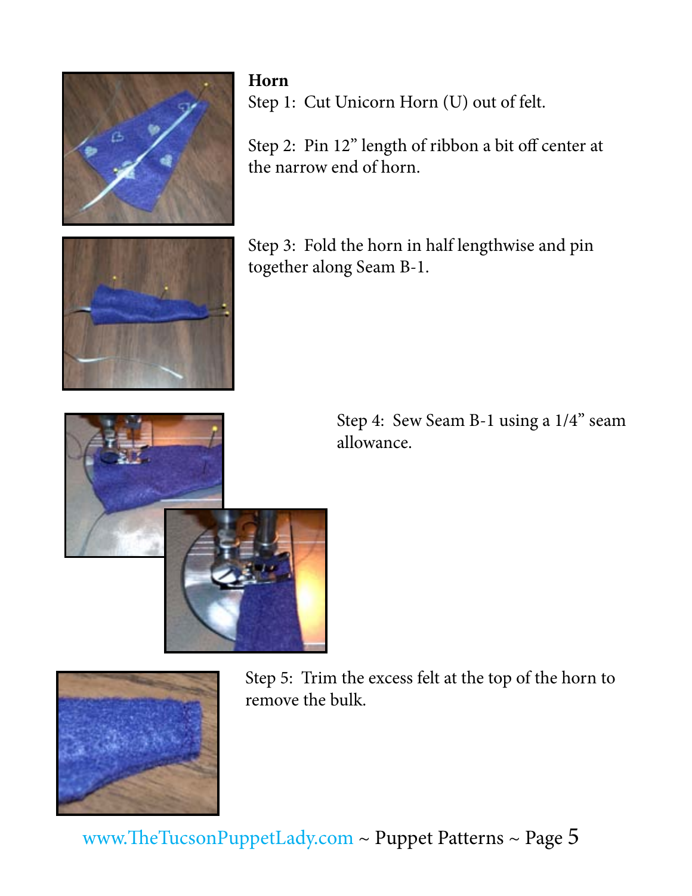**Horn**

Step 1: Cut Unicorn Horn (U) out of felt.

Step 2: Pin 12" length of ribbon a bit off center at the narrow end of horn.

Step 3: Fold the horn in half lengthwise and pin together along Seam B-1.

Step 4: Sew Seam B-1 using a 1/4" seam allowance.

Step 5: Trim the excess felt at the top of the horn to remove the bulk.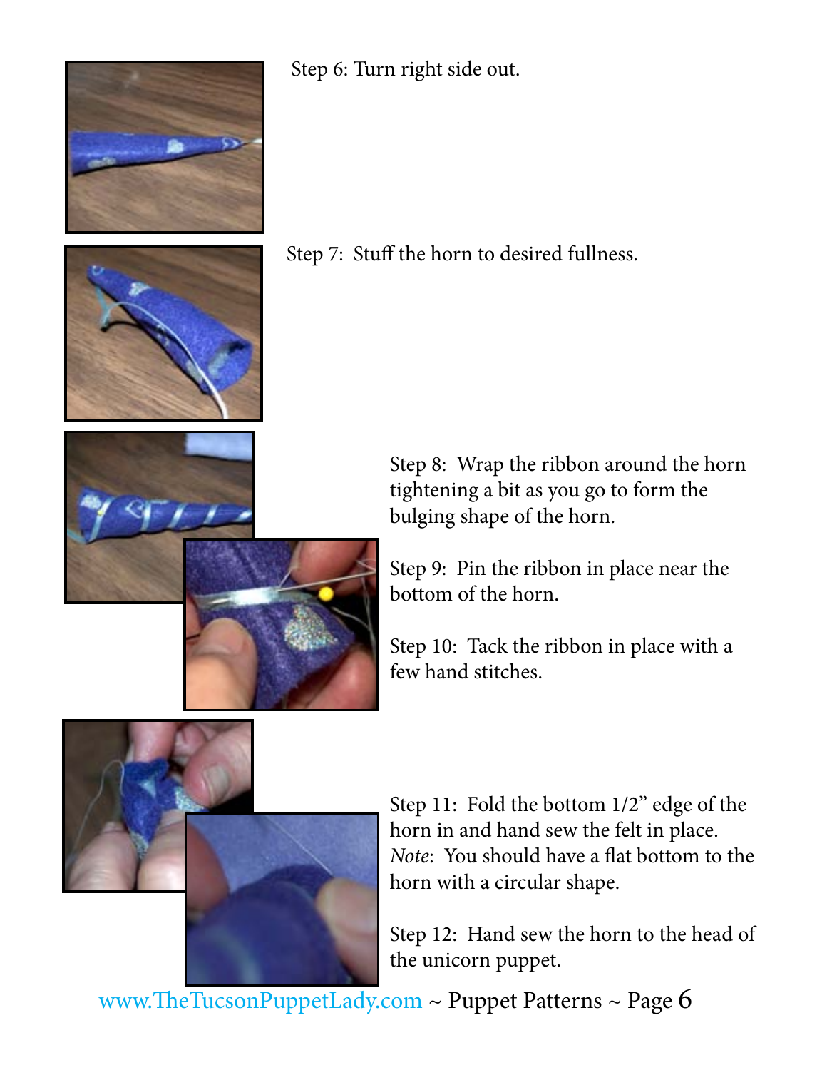Step 6: Turn right side out.

Step 7: Stuff the horn to desired fullness.

Step 8: Wrap the ribbon around the horn tightening a bit as you go to form the bulging shape of the horn.

Step 9: Pin the ribbon in place near the bottom of the horn.

Step 10: Tack the ribbon in place with a few hand stitches.

Step 11: Fold the bottom 1/2" edge of the horn in and hand sew the felt in place. *Note*: You should have a flat bottom to the horn with a circular shape.

Step 12: Hand sew the horn to the head of the unicorn puppet.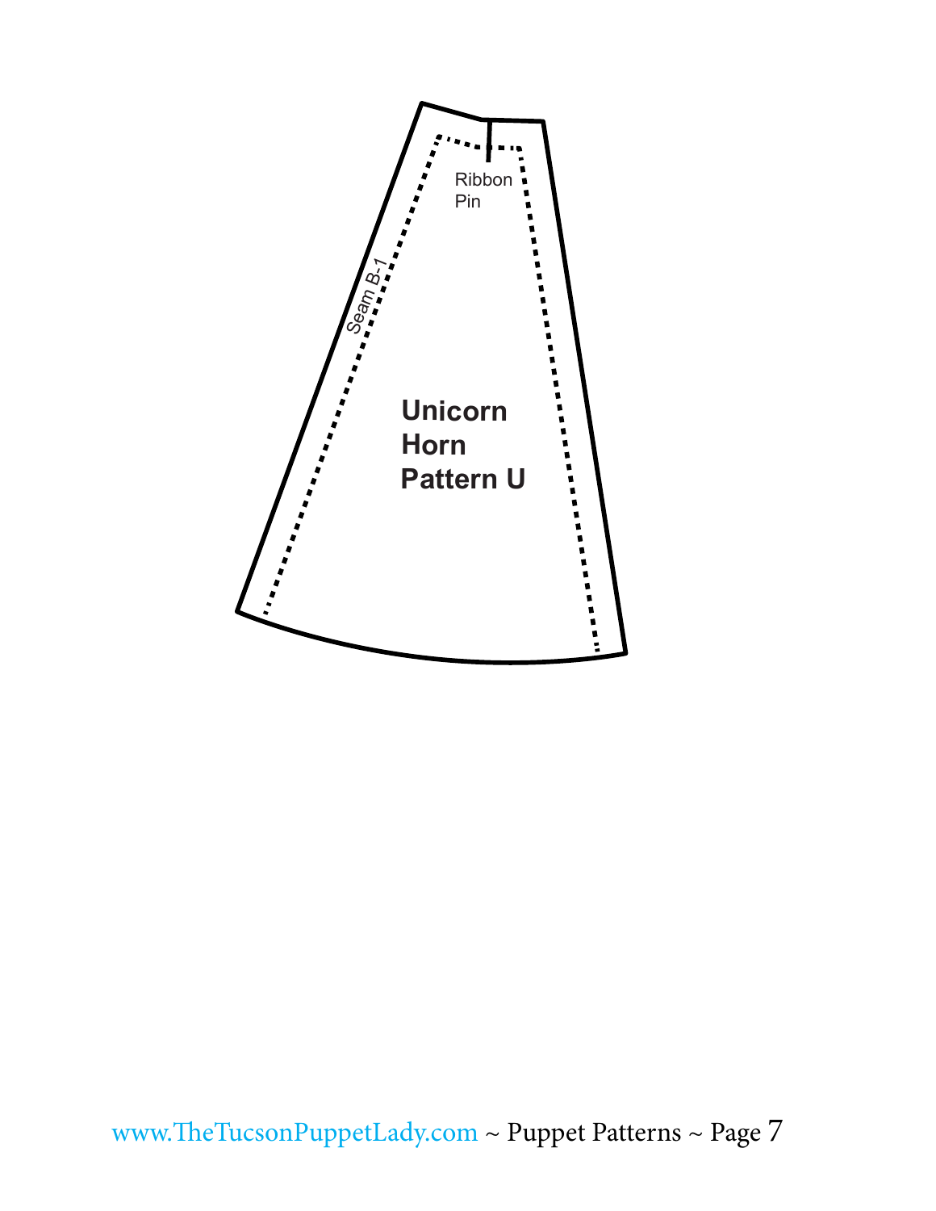Ribbon Pin

Seam B-1

**Unicorn Horn Pattern U**